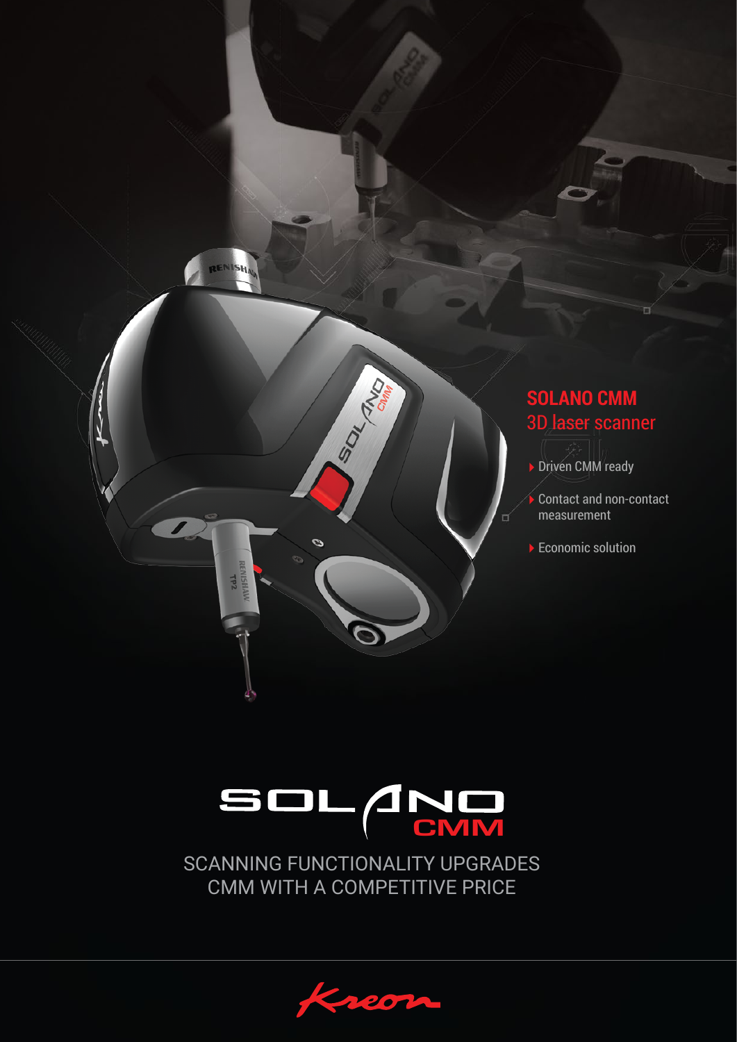## SOLANO CMM
### 3D laser scanner

- Driven CMM ready
- Contact and non-contact measurement
- Economic solution

# SOLANO CMM

SCANNING FUNCTIONALITY UPGRADES CMM WITH A COMPETITIVE PRICE

Kreon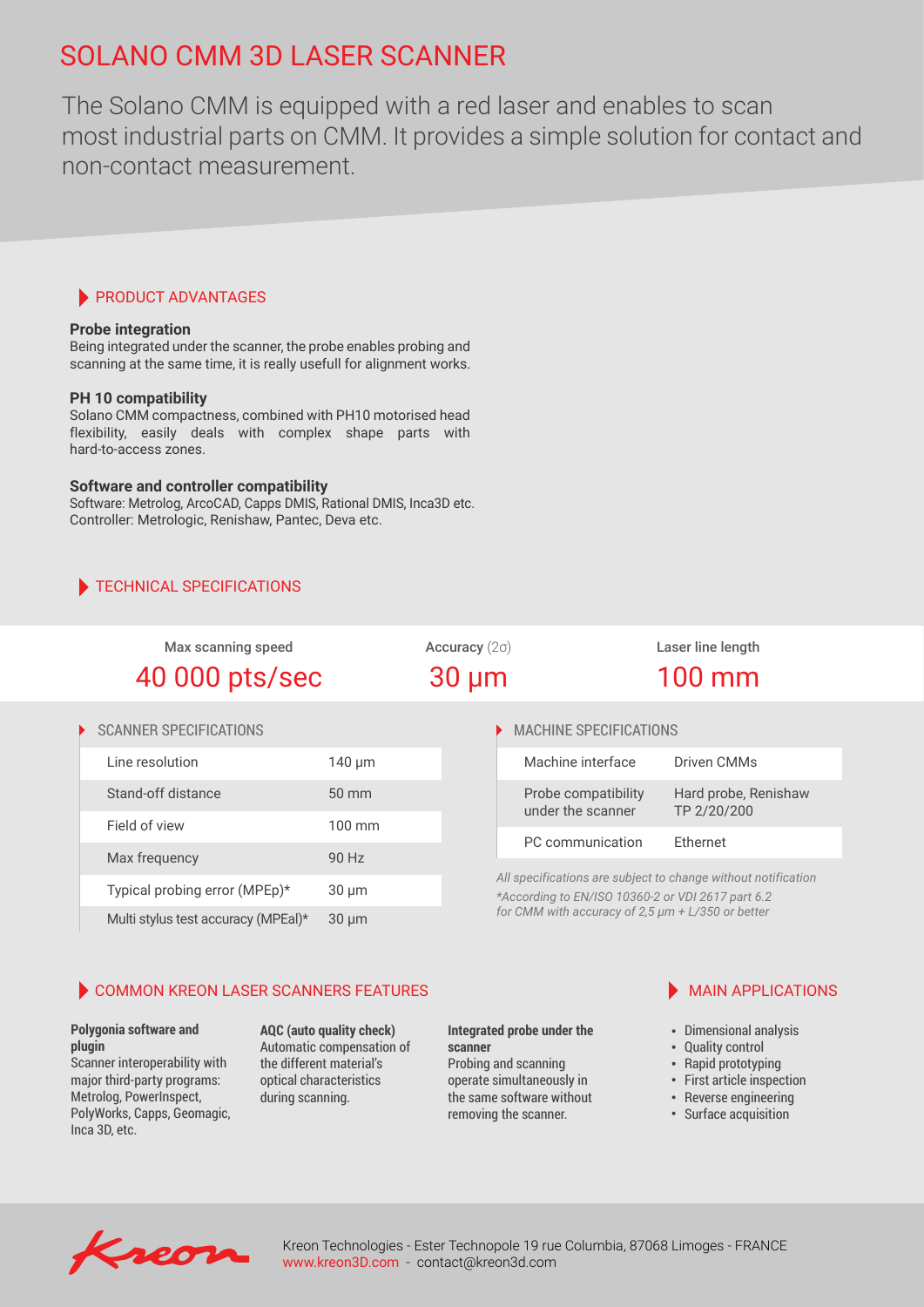# SOLANO CMM 3D LASER SCANNER

The Solano CMM is equipped with a red laser and enables to scan most industrial parts on CMM. It provides a simple solution for contact and non-contact measurement.

## PRODUCT ADVANTAGES

**Probe integration**
Being integrated under the scanner, the probe enables probing and scanning at the same time, it is really usefull for alignment works.

**PH 10 compatibility**
Solano CMM compactness, combined with PH10 motorised head flexibility, easily deals with complex shape parts with hard-to-access zones.

**Software and controller compatibility**
Software: Metrolog, ArcoCAD, Capps DMIS, Rational DMIS, Inca3D etc.
Controller: Metrologic, Renishaw, Pantec, Deva etc.

## TECHNICAL SPECIFICATIONS

| Max scanning speed | Accuracy (2σ) | Laser line length |
|---|---|---|
| 40 000 pts/sec | 30 µm | 100 mm |

### SCANNER SPECIFICATIONS

| | |
|---|---|
| Line resolution | 140 µm |
| Stand-off distance | 50 mm |
| Field of view | 100 mm |
| Max frequency | 90 Hz |
| Typical probing error (MPEp)* | 30 µm |
| Multi stylus test accuracy (MPEal)* | 30 µm |

### MACHINE SPECIFICATIONS

| | |
|---|---|
| Machine interface | Driven CMMs |
| Probe compatibility under the scanner | Hard probe, Renishaw TP 2/20/200 |
| PC communication | Ethernet |

*All specifications are subject to change without notification*
*\*According to EN/ISO 10360-2 or VDI 2617 part 6.2 for CMM with accuracy of 2,5 µm + L/350 or better*

## COMMON KREON LASER SCANNERS FEATURES

**Polygonia software and plugin**
Scanner interoperability with major third-party programs: Metrolog, PowerInspect, PolyWorks, Capps, Geomagic, Inca 3D, etc.

**AQC (auto quality check)**
Automatic compensation of the different material's optical characteristics during scanning.

**Integrated probe under the scanner**
Probing and scanning operate simultaneously in the same software without removing the scanner.

## MAIN APPLICATIONS

- Dimensional analysis
- Quality control
- Rapid prototyping
- First article inspection
- Reverse engineering
- Surface acquisition

Kreon

Kreon Technologies - Ester Technopole 19 rue Columbia, 87068 Limoges - FRANCE
www.kreon3D.com - contact@kreon3d.com